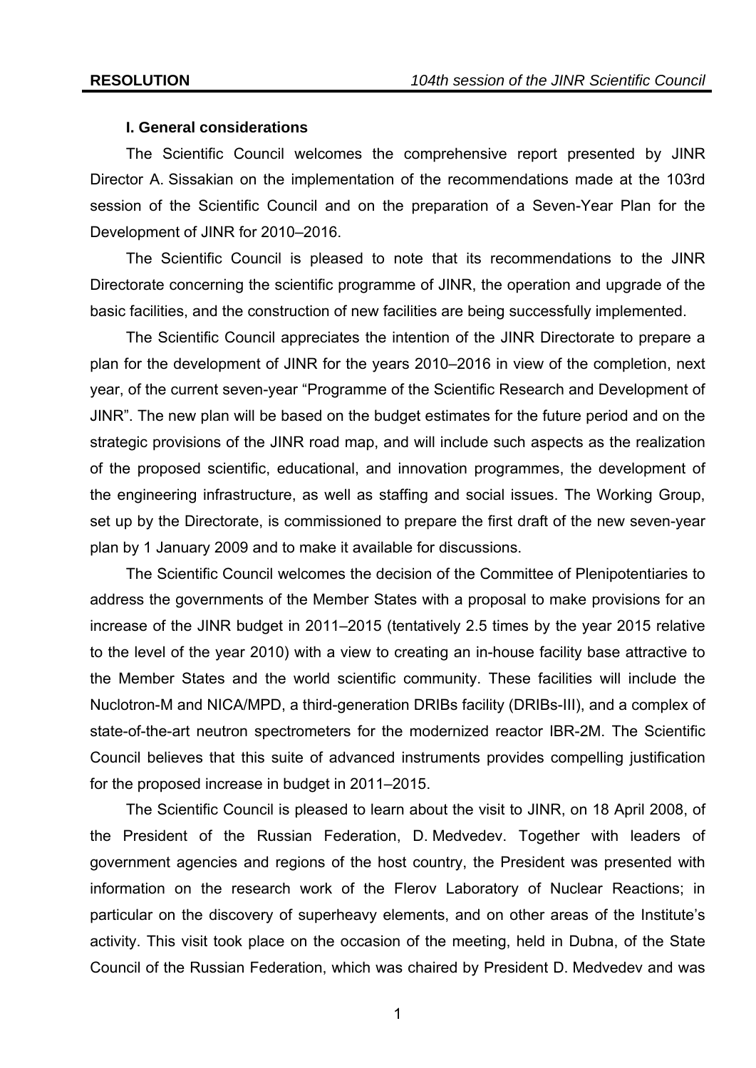**RESOLUTION** *104th session of the JINR Scientific Council*

### I. General considerations

The Scientific Council welcomes the comprehensive report presented by JINR Director A. Sissakian on the implementation of the recommendations made at the 103rd session of the Scientific Council and on the preparation of a Seven-Year Plan for the Development of JINR for 2010–2016.

The Scientific Council is pleased to note that its recommendations to the JINR Directorate concerning the scientific programme of JINR, the operation and upgrade of the basic facilities, and the construction of new facilities are being successfully implemented.

The Scientific Council appreciates the intention of the JINR Directorate to prepare a plan for the development of JINR for the years 2010–2016 in view of the completion, next year, of the current seven-year "Programme of the Scientific Research and Development of JINR". The new plan will be based on the budget estimates for the future period and on the strategic provisions of the JINR road map, and will include such aspects as the realization of the proposed scientific, educational, and innovation programmes, the development of the engineering infrastructure, as well as staffing and social issues. The Working Group, set up by the Directorate, is commissioned to prepare the first draft of the new seven-year plan by 1 January 2009 and to make it available for discussions.

The Scientific Council welcomes the decision of the Committee of Plenipotentiaries to address the governments of the Member States with a proposal to make provisions for an increase of the JINR budget in 2011–2015 (tentatively 2.5 times by the year 2015 relative to the level of the year 2010) with a view to creating an in-house facility base attractive to the Member States and the world scientific community. These facilities will include the Nuclotron-M and NICA/MPD, a third-generation DRIBs facility (DRIBs-III), and a complex of state-of-the-art neutron spectrometers for the modernized reactor IBR-2M. The Scientific Council believes that this suite of advanced instruments provides compelling justification for the proposed increase in budget in 2011–2015.

The Scientific Council is pleased to learn about the visit to JINR, on 18 April 2008, of the President of the Russian Federation, D. Medvedev. Together with leaders of government agencies and regions of the host country, the President was presented with information on the research work of the Flerov Laboratory of Nuclear Reactions; in particular on the discovery of superheavy elements, and on other areas of the Institute's activity. This visit took place on the occasion of the meeting, held in Dubna, of the State Council of the Russian Federation, which was chaired by President D. Medvedev and was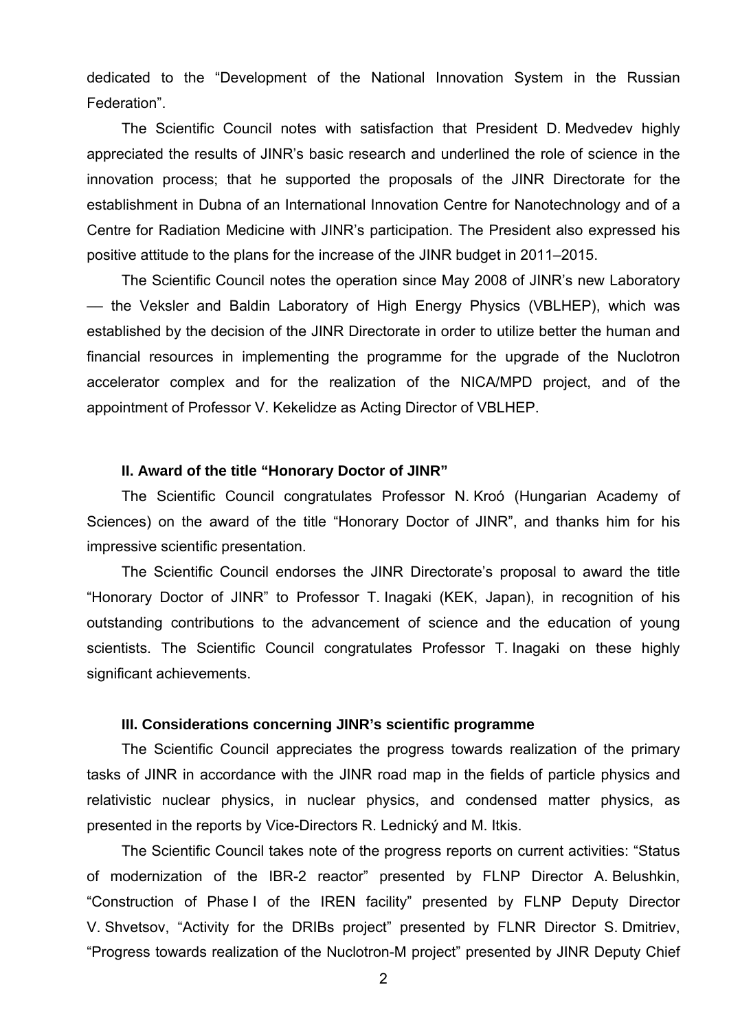dedicated to the "Development of the National Innovation System in the Russian Federation".

The Scientific Council notes with satisfaction that President D. Medvedev highly appreciated the results of JINR's basic research and underlined the role of science in the innovation process; that he supported the proposals of the JINR Directorate for the establishment in Dubna of an International Innovation Centre for Nanotechnology and of a Centre for Radiation Medicine with JINR's participation. The President also expressed his positive attitude to the plans for the increase of the JINR budget in 2011–2015.

The Scientific Council notes the operation since May 2008 of JINR's new Laboratory — the Veksler and Baldin Laboratory of High Energy Physics (VBLHEP), which was established by the decision of the JINR Directorate in order to utilize better the human and financial resources in implementing the programme for the upgrade of the Nuclotron accelerator complex and for the realization of the NICA/MPD project, and of the appointment of Professor V. Kekelidze as Acting Director of VBLHEP.

### II. Award of the title "Honorary Doctor of JINR"

The Scientific Council congratulates Professor N. Kroó (Hungarian Academy of Sciences) on the award of the title "Honorary Doctor of JINR", and thanks him for his impressive scientific presentation.

The Scientific Council endorses the JINR Directorate's proposal to award the title "Honorary Doctor of JINR" to Professor T. Inagaki (KEK, Japan), in recognition of his outstanding contributions to the advancement of science and the education of young scientists. The Scientific Council congratulates Professor T. Inagaki on these highly significant achievements.

### III. Considerations concerning JINR's scientific programme

The Scientific Council appreciates the progress towards realization of the primary tasks of JINR in accordance with the JINR road map in the fields of particle physics and relativistic nuclear physics, in nuclear physics, and condensed matter physics, as presented in the reports by Vice-Directors R. Lednický and M. Itkis.

The Scientific Council takes note of the progress reports on current activities: "Status of modernization of the IBR-2 reactor" presented by FLNP Director A. Belushkin, "Construction of Phase I of the IREN facility" presented by FLNP Deputy Director V. Shvetsov, "Activity for the DRIBs project" presented by FLNR Director S. Dmitriev, "Progress towards realization of the Nuclotron-M project" presented by JINR Deputy Chief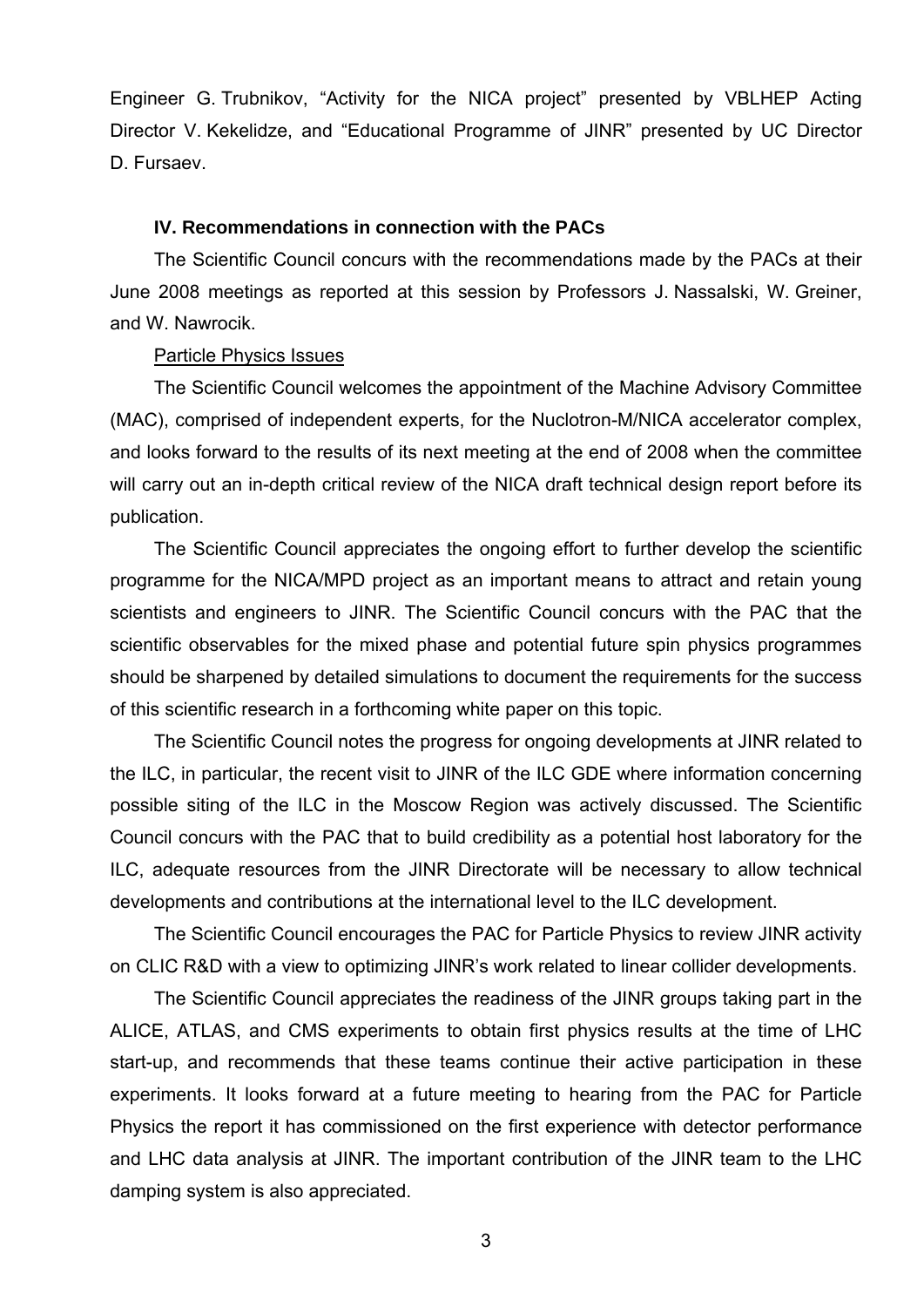Engineer G. Trubnikov, “Activity for the NICA project” presented by VBLHEP Acting Director V. Kekelidze, and “Educational Programme of JINR” presented by UC Director D. Fursaev.

### IV. Recommendations in connection with the PACs

The Scientific Council concurs with the recommendations made by the PACs at their June 2008 meetings as reported at this session by Professors J. Nassalski, W. Greiner, and W. Nawrocik.

Particle Physics Issues

The Scientific Council welcomes the appointment of the Machine Advisory Committee (MAC), comprised of independent experts, for the Nuclotron-M/NICA accelerator complex, and looks forward to the results of its next meeting at the end of 2008 when the committee will carry out an in-depth critical review of the NICA draft technical design report before its publication.

The Scientific Council appreciates the ongoing effort to further develop the scientific programme for the NICA/MPD project as an important means to attract and retain young scientists and engineers to JINR. The Scientific Council concurs with the PAC that the scientific observables for the mixed phase and potential future spin physics programmes should be sharpened by detailed simulations to document the requirements for the success of this scientific research in a forthcoming white paper on this topic.

The Scientific Council notes the progress for ongoing developments at JINR related to the ILC, in particular, the recent visit to JINR of the ILC GDE where information concerning possible siting of the ILC in the Moscow Region was actively discussed. The Scientific Council concurs with the PAC that to build credibility as a potential host laboratory for the ILC, adequate resources from the JINR Directorate will be necessary to allow technical developments and contributions at the international level to the ILC development.

The Scientific Council encourages the PAC for Particle Physics to review JINR activity on CLIC R&D with a view to optimizing JINR’s work related to linear collider developments.

The Scientific Council appreciates the readiness of the JINR groups taking part in the ALICE, ATLAS, and CMS experiments to obtain first physics results at the time of LHC start-up, and recommends that these teams continue their active participation in these experiments. It looks forward at a future meeting to hearing from the PAC for Particle Physics the report it has commissioned on the first experience with detector performance and LHC data analysis at JINR. The important contribution of the JINR team to the LHC damping system is also appreciated.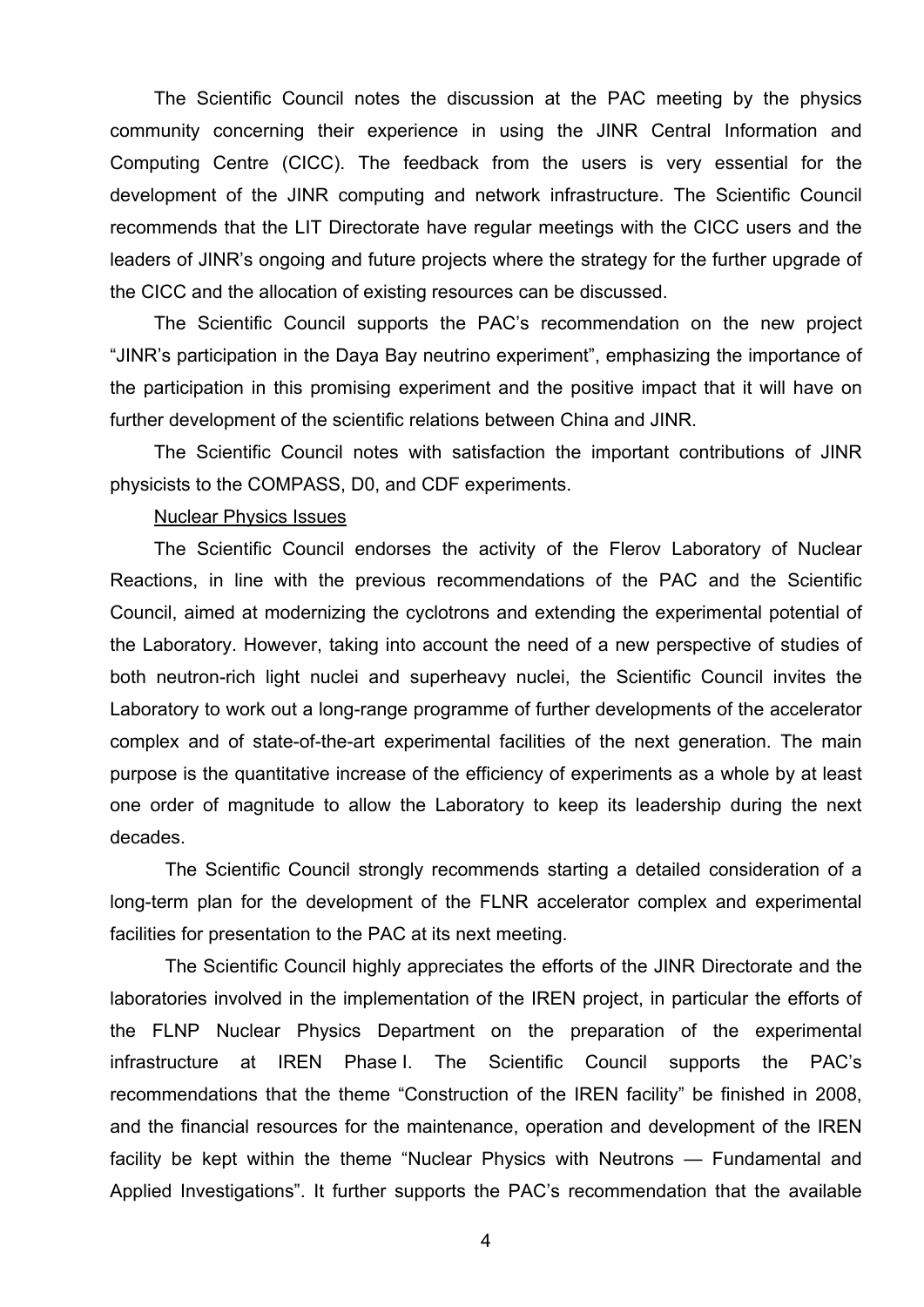The Scientific Council notes the discussion at the PAC meeting by the physics community concerning their experience in using the JINR Central Information and Computing Centre (CICC). The feedback from the users is very essential for the development of the JINR computing and network infrastructure. The Scientific Council recommends that the LIT Directorate have regular meetings with the CICC users and the leaders of JINR's ongoing and future projects where the strategy for the further upgrade of the CICC and the allocation of existing resources can be discussed.

The Scientific Council supports the PAC's recommendation on the new project "JINR's participation in the Daya Bay neutrino experiment", emphasizing the importance of the participation in this promising experiment and the positive impact that it will have on further development of the scientific relations between China and JINR.

The Scientific Council notes with satisfaction the important contributions of JINR physicists to the COMPASS, D0, and CDF experiments.

Nuclear Physics Issues

The Scientific Council endorses the activity of the Flerov Laboratory of Nuclear Reactions, in line with the previous recommendations of the PAC and the Scientific Council, aimed at modernizing the cyclotrons and extending the experimental potential of the Laboratory. However, taking into account the need of a new perspective of studies of both neutron-rich light nuclei and superheavy nuclei, the Scientific Council invites the Laboratory to work out a long-range programme of further developments of the accelerator complex and of state-of-the-art experimental facilities of the next generation. The main purpose is the quantitative increase of the efficiency of experiments as a whole by at least one order of magnitude to allow the Laboratory to keep its leadership during the next decades.

The Scientific Council strongly recommends starting a detailed consideration of a long-term plan for the development of the FLNR accelerator complex and experimental facilities for presentation to the PAC at its next meeting.

The Scientific Council highly appreciates the efforts of the JINR Directorate and the laboratories involved in the implementation of the IREN project, in particular the efforts of the FLNP Nuclear Physics Department on the preparation of the experimental infrastructure at IREN Phase I. The Scientific Council supports the PAC's recommendations that the theme "Construction of the IREN facility" be finished in 2008, and the financial resources for the maintenance, operation and development of the IREN facility be kept within the theme "Nuclear Physics with Neutrons — Fundamental and Applied Investigations". It further supports the PAC's recommendation that the available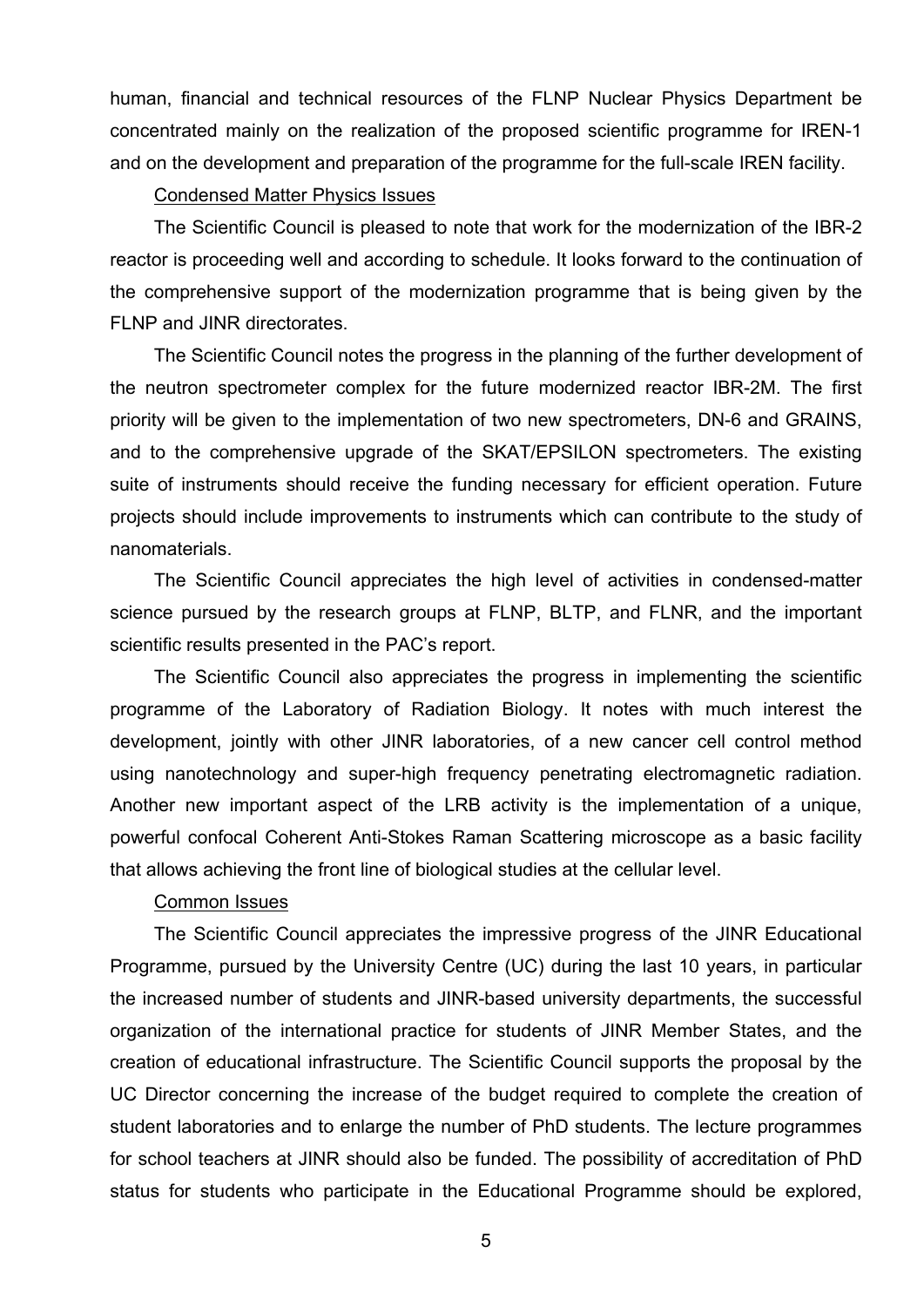human, financial and technical resources of the FLNP Nuclear Physics Department be concentrated mainly on the realization of the proposed scientific programme for IREN-1 and on the development and preparation of the programme for the full-scale IREN facility.

Condensed Matter Physics Issues

The Scientific Council is pleased to note that work for the modernization of the IBR-2 reactor is proceeding well and according to schedule. It looks forward to the continuation of the comprehensive support of the modernization programme that is being given by the FLNP and JINR directorates.

The Scientific Council notes the progress in the planning of the further development of the neutron spectrometer complex for the future modernized reactor IBR-2M. The first priority will be given to the implementation of two new spectrometers, DN-6 and GRAINS, and to the comprehensive upgrade of the SKAT/EPSILON spectrometers. The existing suite of instruments should receive the funding necessary for efficient operation. Future projects should include improvements to instruments which can contribute to the study of nanomaterials.

The Scientific Council appreciates the high level of activities in condensed-matter science pursued by the research groups at FLNP, BLTP, and FLNR, and the important scientific results presented in the PAC's report.

The Scientific Council also appreciates the progress in implementing the scientific programme of the Laboratory of Radiation Biology. It notes with much interest the development, jointly with other JINR laboratories, of a new cancer cell control method using nanotechnology and super-high frequency penetrating electromagnetic radiation. Another new important aspect of the LRB activity is the implementation of a unique, powerful confocal Coherent Anti-Stokes Raman Scattering microscope as a basic facility that allows achieving the front line of biological studies at the cellular level.

Common Issues

The Scientific Council appreciates the impressive progress of the JINR Educational Programme, pursued by the University Centre (UC) during the last 10 years, in particular the increased number of students and JINR-based university departments, the successful organization of the international practice for students of JINR Member States, and the creation of educational infrastructure. The Scientific Council supports the proposal by the UC Director concerning the increase of the budget required to complete the creation of student laboratories and to enlarge the number of PhD students. The lecture programmes for school teachers at JINR should also be funded. The possibility of accreditation of PhD status for students who participate in the Educational Programme should be explored,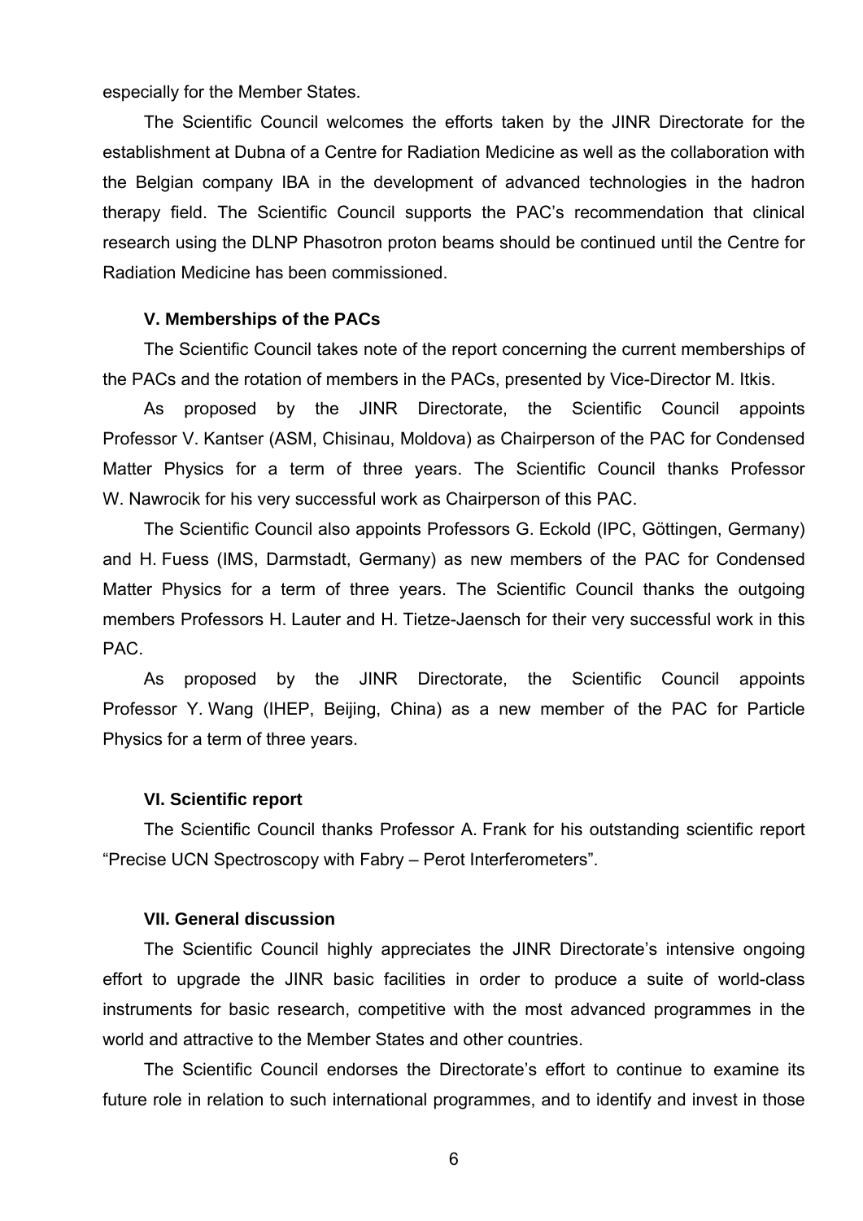especially for the Member States.

The Scientific Council welcomes the efforts taken by the JINR Directorate for the establishment at Dubna of a Centre for Radiation Medicine as well as the collaboration with the Belgian company IBA in the development of advanced technologies in the hadron therapy field. The Scientific Council supports the PAC's recommendation that clinical research using the DLNP Phasotron proton beams should be continued until the Centre for Radiation Medicine has been commissioned.

### V. Memberships of the PACs

The Scientific Council takes note of the report concerning the current memberships of the PACs and the rotation of members in the PACs, presented by Vice-Director M. Itkis.

As proposed by the JINR Directorate, the Scientific Council appoints Professor V. Kantser (ASM, Chisinau, Moldova) as Chairperson of the PAC for Condensed Matter Physics for a term of three years. The Scientific Council thanks Professor W. Nawrocik for his very successful work as Chairperson of this PAC.

The Scientific Council also appoints Professors G. Eckold (IPC, Göttingen, Germany) and H. Fuess (IMS, Darmstadt, Germany) as new members of the PAC for Condensed Matter Physics for a term of three years. The Scientific Council thanks the outgoing members Professors H. Lauter and H. Tietze-Jaensch for their very successful work in this PAC.

As proposed by the JINR Directorate, the Scientific Council appoints Professor Y. Wang (IHEP, Beijing, China) as a new member of the PAC for Particle Physics for a term of three years.

### VI. Scientific report

The Scientific Council thanks Professor A. Frank for his outstanding scientific report "Precise UCN Spectroscopy with Fabry – Perot Interferometers".

### VII. General discussion

The Scientific Council highly appreciates the JINR Directorate's intensive ongoing effort to upgrade the JINR basic facilities in order to produce a suite of world-class instruments for basic research, competitive with the most advanced programmes in the world and attractive to the Member States and other countries.

The Scientific Council endorses the Directorate's effort to continue to examine its future role in relation to such international programmes, and to identify and invest in those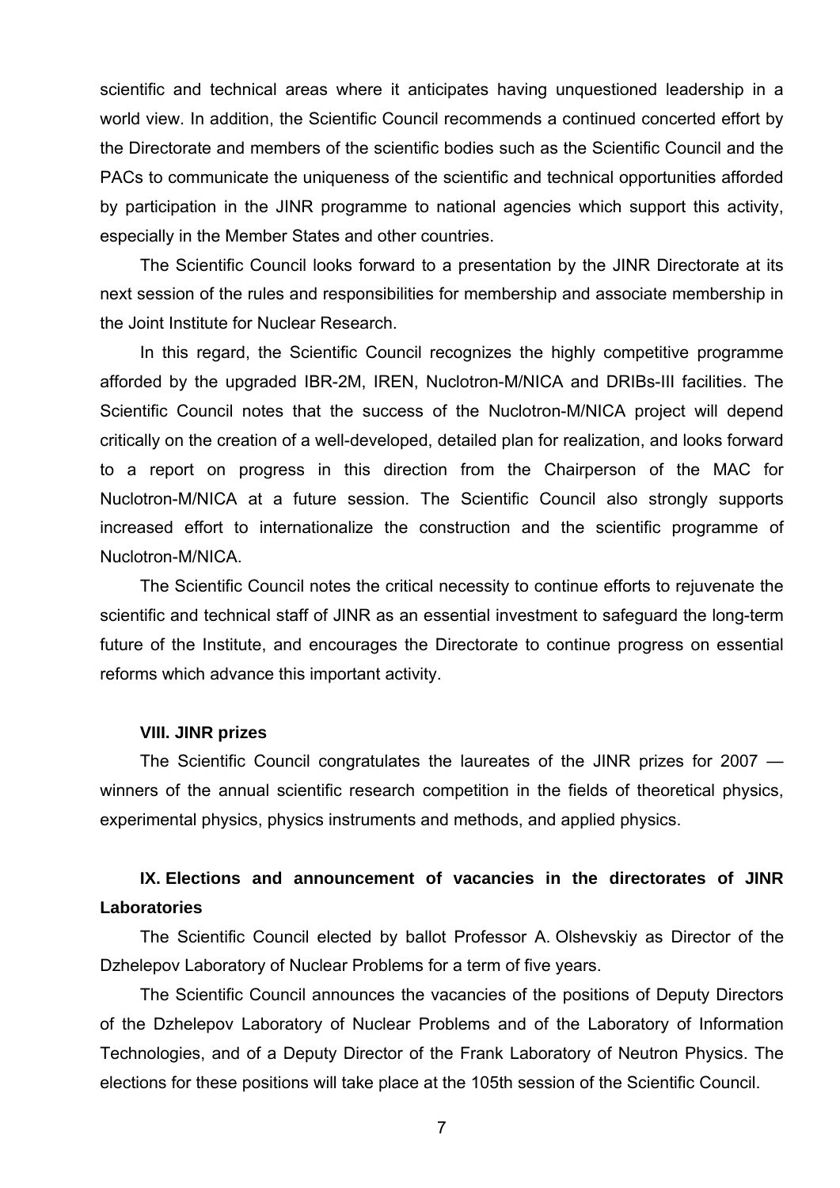scientific and technical areas where it anticipates having unquestioned leadership in a world view. In addition, the Scientific Council recommends a continued concerted effort by the Directorate and members of the scientific bodies such as the Scientific Council and the PACs to communicate the uniqueness of the scientific and technical opportunities afforded by participation in the JINR programme to national agencies which support this activity, especially in the Member States and other countries.

The Scientific Council looks forward to a presentation by the JINR Directorate at its next session of the rules and responsibilities for membership and associate membership in the Joint Institute for Nuclear Research.

In this regard, the Scientific Council recognizes the highly competitive programme afforded by the upgraded IBR-2M, IREN, Nuclotron-M/NICA and DRIBs-III facilities. The Scientific Council notes that the success of the Nuclotron-M/NICA project will depend critically on the creation of a well-developed, detailed plan for realization, and looks forward to a report on progress in this direction from the Chairperson of the MAC for Nuclotron-M/NICA at a future session. The Scientific Council also strongly supports increased effort to internationalize the construction and the scientific programme of Nuclotron-M/NICA.

The Scientific Council notes the critical necessity to continue efforts to rejuvenate the scientific and technical staff of JINR as an essential investment to safeguard the long-term future of the Institute, and encourages the Directorate to continue progress on essential reforms which advance this important activity.

### VIII. JINR prizes

The Scientific Council congratulates the laureates of the JINR prizes for 2007 — winners of the annual scientific research competition in the fields of theoretical physics, experimental physics, physics instruments and methods, and applied physics.

### IX. Elections and announcement of vacancies in the directorates of JINR Laboratories

The Scientific Council elected by ballot Professor A. Olshevskiy as Director of the Dzhelepov Laboratory of Nuclear Problems for a term of five years.

The Scientific Council announces the vacancies of the positions of Deputy Directors of the Dzhelepov Laboratory of Nuclear Problems and of the Laboratory of Information Technologies, and of a Deputy Director of the Frank Laboratory of Neutron Physics. The elections for these positions will take place at the 105th session of the Scientific Council.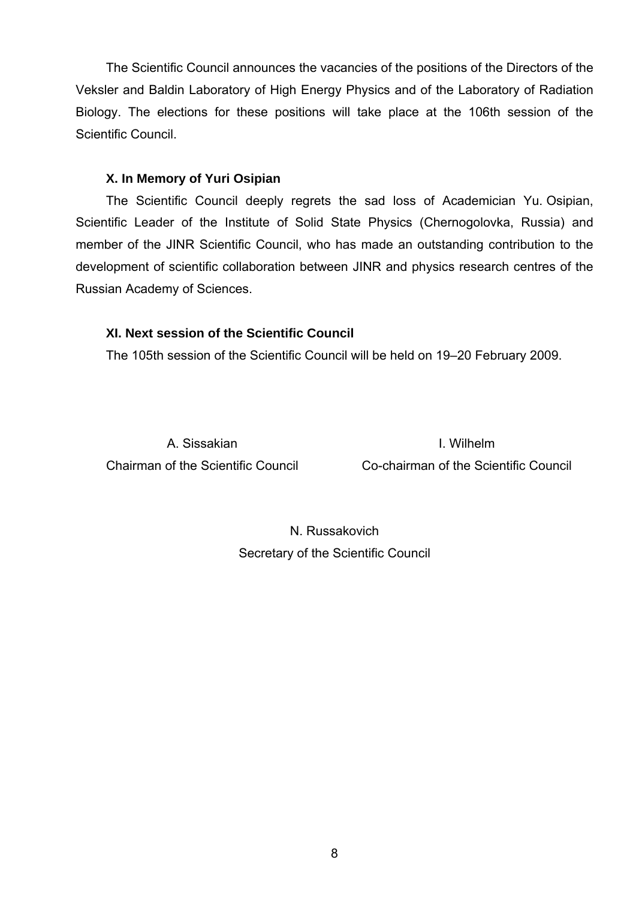The Scientific Council announces the vacancies of the positions of the Directors of the Veksler and Baldin Laboratory of High Energy Physics and of the Laboratory of Radiation Biology. The elections for these positions will take place at the 106th session of the Scientific Council.

### X. In Memory of Yuri Osipian

The Scientific Council deeply regrets the sad loss of Academician Yu. Osipian, Scientific Leader of the Institute of Solid State Physics (Chernogolovka, Russia) and member of the JINR Scientific Council, who has made an outstanding contribution to the development of scientific collaboration between JINR and physics research centres of the Russian Academy of Sciences.

### XI. Next session of the Scientific Council

The 105th session of the Scientific Council will be held on 19–20 February 2009.

A. Sissakian
Chairman of the Scientific Council

I. Wilhelm
Co-chairman of the Scientific Council

N. Russakovich
Secretary of the Scientific Council